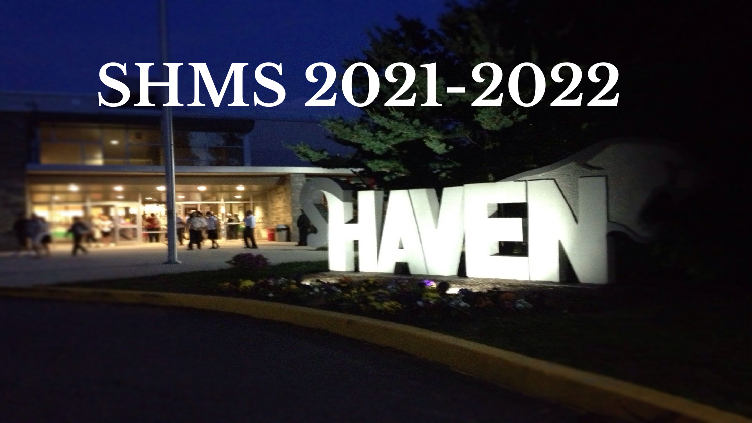# SHMS 2021-2022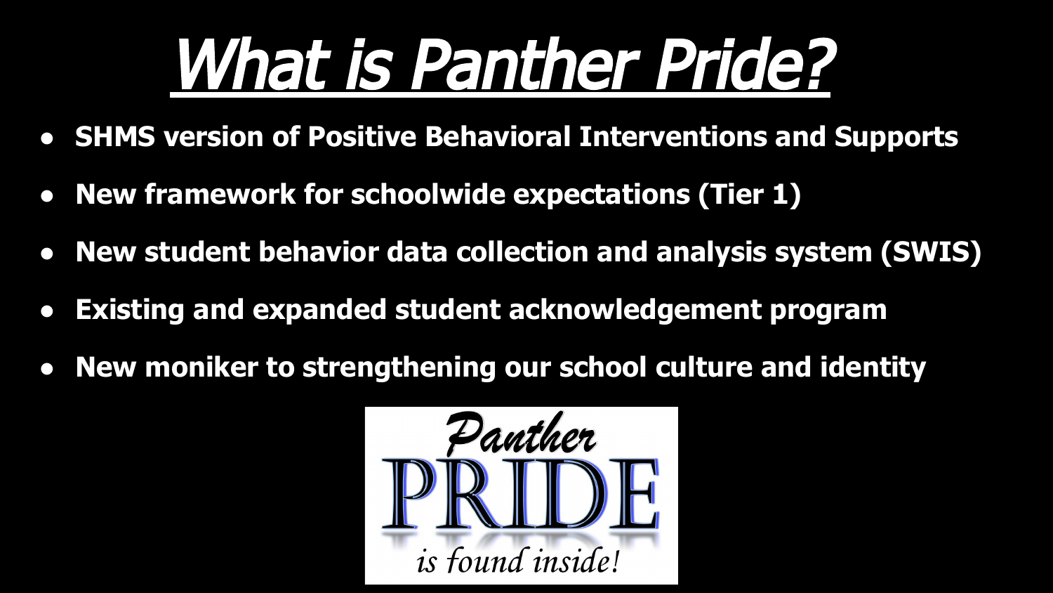# What is Panther Pride?

- **SHMS version of Positive Behavioral Interventions and Supports**
- **New framework for schoolwide expectations (Tier 1)**
- **New student behavior data collection and analysis system (SWIS)**
- **Existing and expanded student acknowledgement program**
- **New moniker to strengthening our school culture and identity**

Panther PRIDE *is found inside!*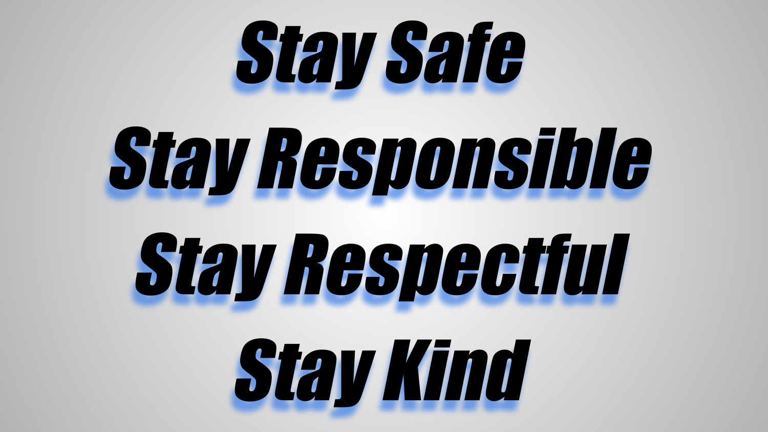# Stay Safe
# Stay Responsible
# Stay Respectful
# Stay Kind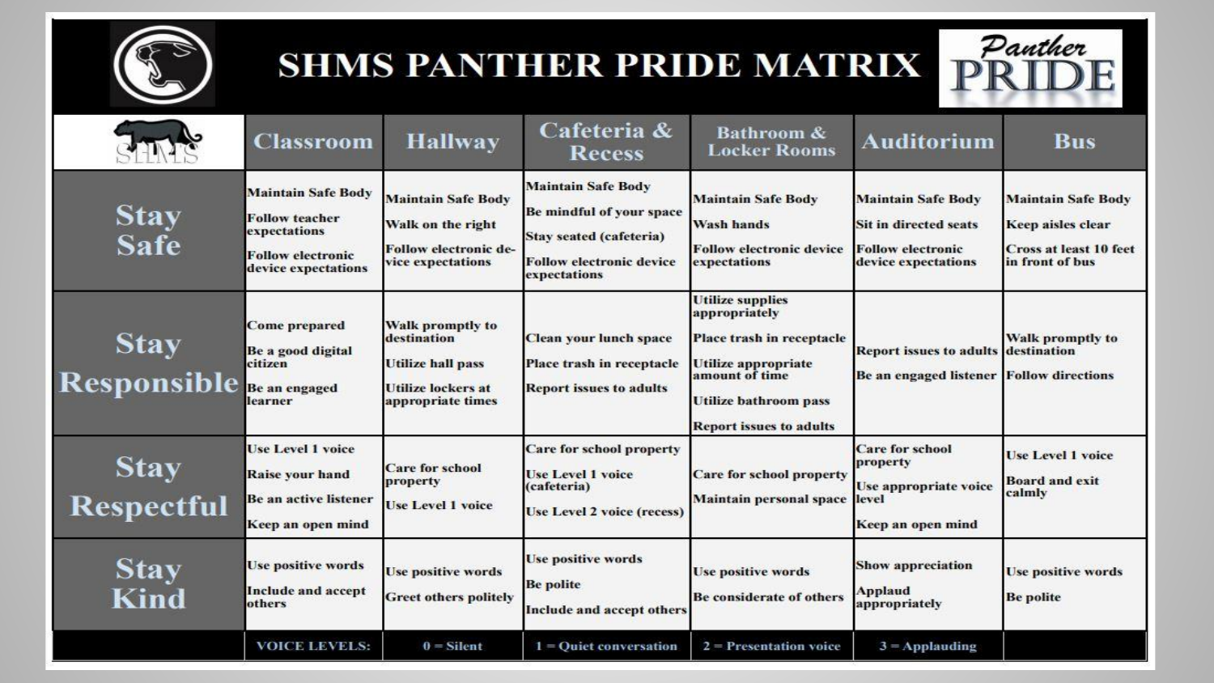# SHMS PANTHER PRIDE MATRIX

Panther PRIDE

| SHMS | Classroom | Hallway | Cafeteria & Recess | Bathroom & Locker Rooms | Auditorium | Bus |
|---|---|---|---|---|---|---|
| **Stay Safe** | Maintain Safe Body<br>Follow teacher expectations<br>Follow electronic device expectations | Maintain Safe Body<br>Walk on the right<br>Follow electronic device expectations | Maintain Safe Body<br>Be mindful of your space<br>Stay seated (cafeteria)<br>Follow electronic device expectations | Maintain Safe Body<br>Wash hands<br>Follow electronic device expectations | Maintain Safe Body<br>Sit in directed seats<br>Follow electronic device expectations | Maintain Safe Body<br>Keep aisles clear<br>Cross at least 10 feet in front of bus |
| **Stay Responsible** | Come prepared<br>Be a good digital citizen<br>Be an engaged learner | Walk promptly to destination<br>Utilize hall pass<br>Utilize lockers at appropriate times | Clean your lunch space<br>Place trash in receptacle<br>Report issues to adults | Utilize supplies appropriately<br>Place trash in receptacle<br>Utilize appropriate amount of time<br>Utilize bathroom pass<br>Report issues to adults | Report issues to adults<br>Be an engaged listener | Walk promptly to destination<br>Follow directions |
| **Stay Respectful** | Use Level 1 voice<br>Raise your hand<br>Be an active listener<br>Keep an open mind | Care for school property<br>Use Level 1 voice | Care for school property<br>Use Level 1 voice (cafeteria)<br>Use Level 2 voice (recess) | Care for school property<br>Maintain personal space | Care for school property<br>Use appropriate voice level<br>Keep an open mind | Use Level 1 voice<br>Board and exit calmly |
| **Stay Kind** | Use positive words<br>Include and accept others | Use positive words<br>Greet others politely | Use positive words<br>Be polite<br>Include and accept others | Use positive words<br>Be considerate of others | Show appreciation<br>Applaud appropriately | Use positive words<br>Be polite |
| | VOICE LEVELS: | 0 = Silent | 1 = Quiet conversation | 2 = Presentation voice | 3 = Applauding | |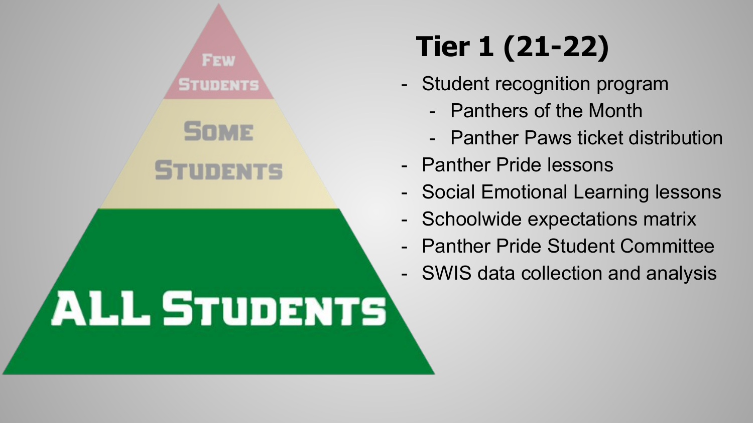Few Students

Some Students

All Students

# Tier 1 (21-22)

- Student recognition program
  - Panthers of the Month
  - Panther Paws ticket distribution
- Panther Pride lessons
- Social Emotional Learning lessons
- Schoolwide expectations matrix
- Panther Pride Student Committee
- SWIS data collection and analysis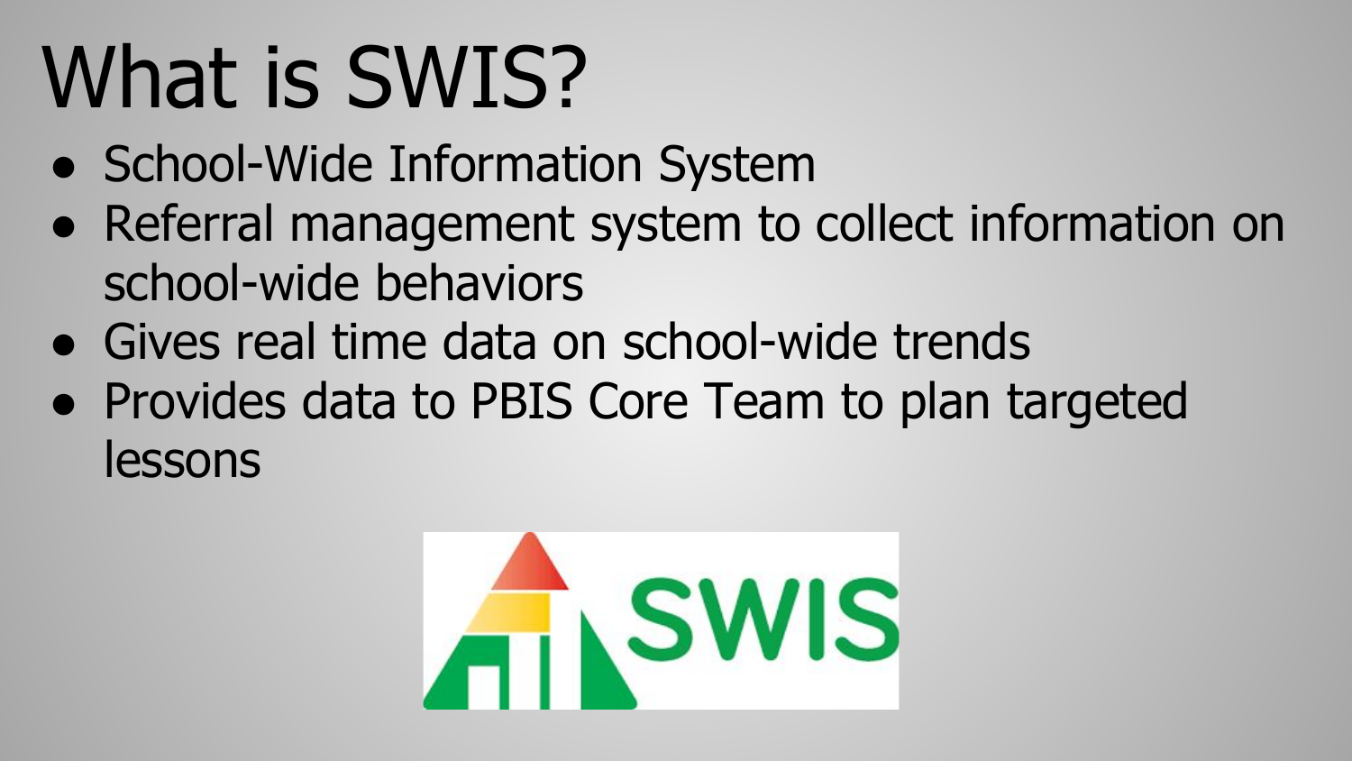# What is SWIS?

- School-Wide Information System
- Referral management system to collect information on school-wide behaviors
- Gives real time data on school-wide trends
- Provides data to PBIS Core Team to plan targeted lessons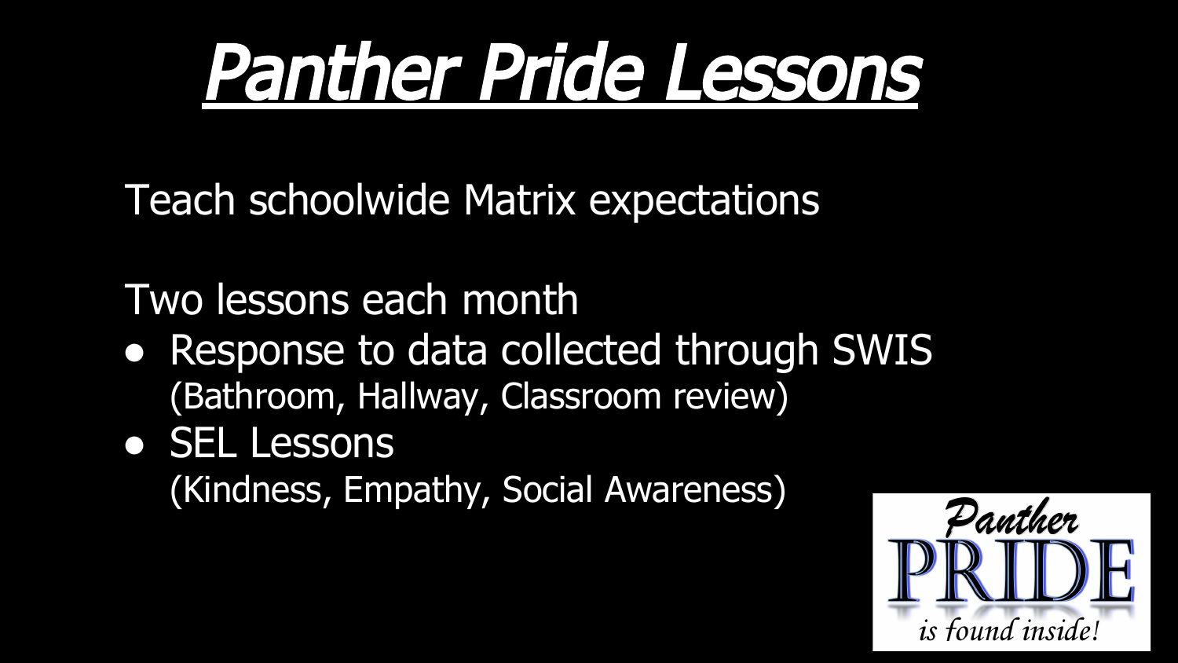# Panther Pride Lessons

Teach schoolwide Matrix expectations

Two lessons each month

- Response to data collected through SWIS
  (Bathroom, Hallway, Classroom review)
- SEL Lessons
  (Kindness, Empathy, Social Awareness)

Panther PRIDE is found inside!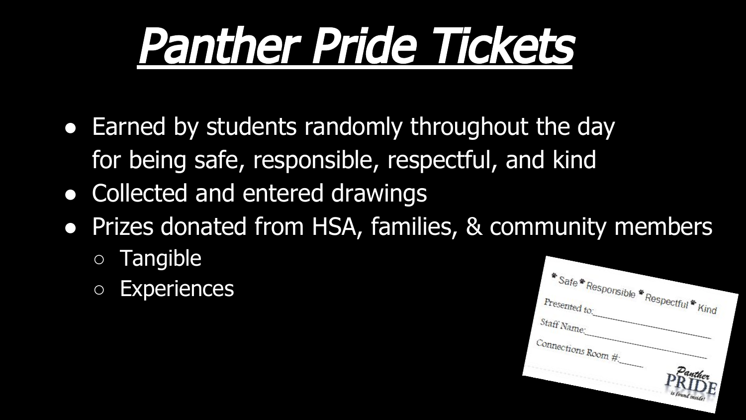# Panther Pride Tickets

- Earned by students randomly throughout the day for being safe, responsible, respectful, and kind
- Collected and entered drawings
- Prizes donated from HSA, families, & community members
  - Tangible
  - Experiences

* Safe * Responsible * Respectful * Kind

Presented to:\_\_\_\_\_\_\_\_\_\_\_\_\_\_\_\_\_\_\_\_

Staff Name:\_\_\_\_\_\_\_\_\_\_\_\_\_\_\_\_\_\_\_\_

Connections Room #:\_\_\_\_\_\_

Panther PRIDE is found inside!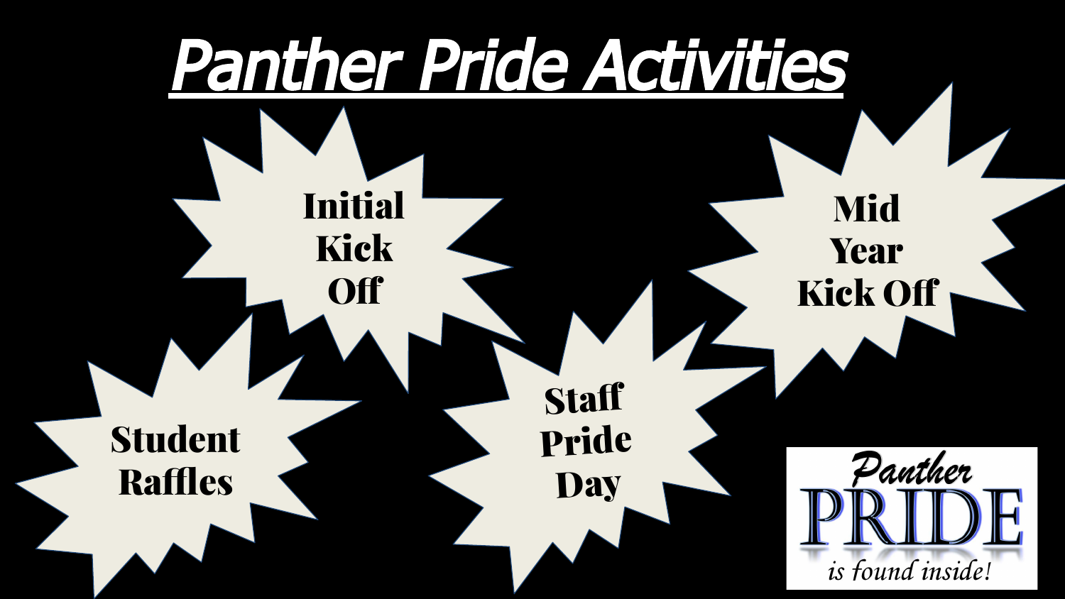# Panther Pride Activities

- Initial Kick Off
- Mid Year Kick Off
- Staff Pride Day
- Student Raffles

Panther PRIDE is found inside!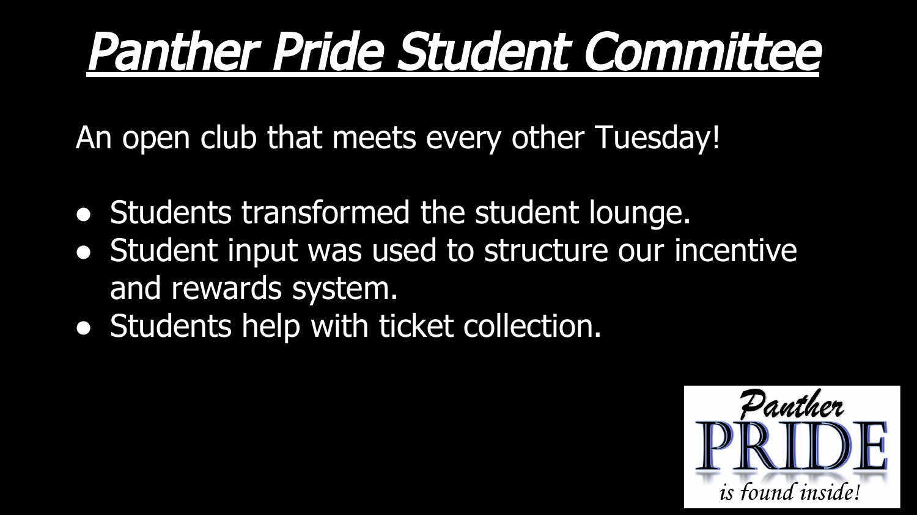# Panther Pride Student Committee

An open club that meets every other Tuesday!

- Students transformed the student lounge.
- Student input was used to structure our incentive and rewards system.
- Students help with ticket collection.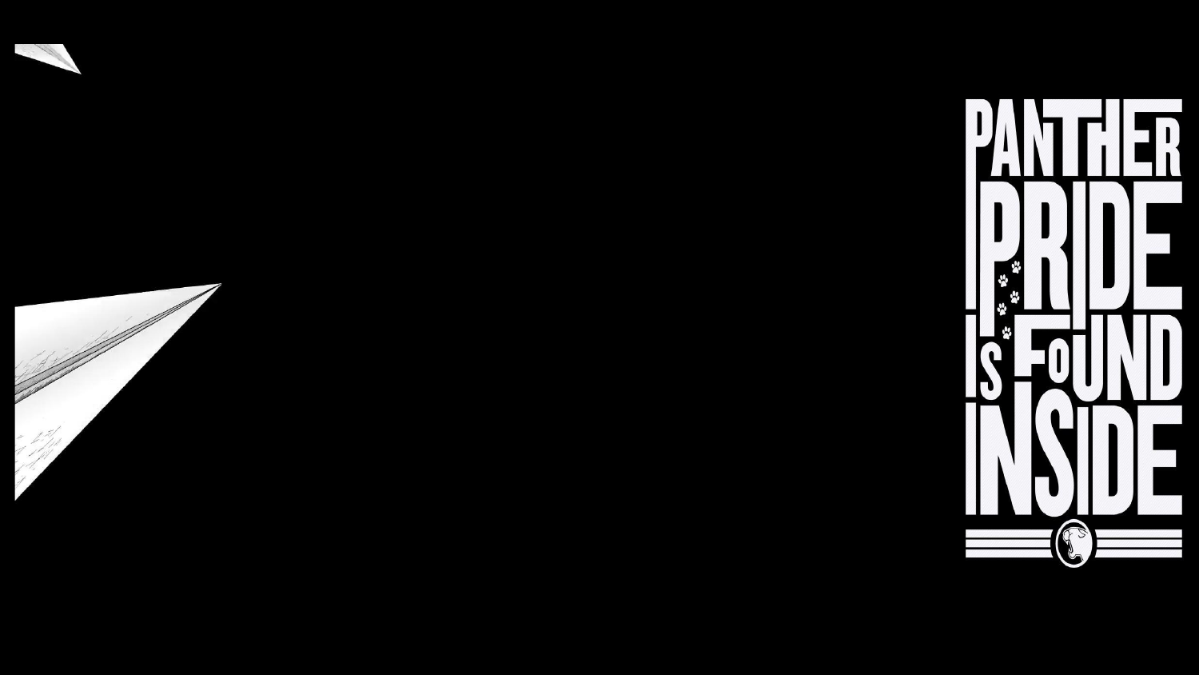PANTHER PRIDE IS FOUND INSIDE